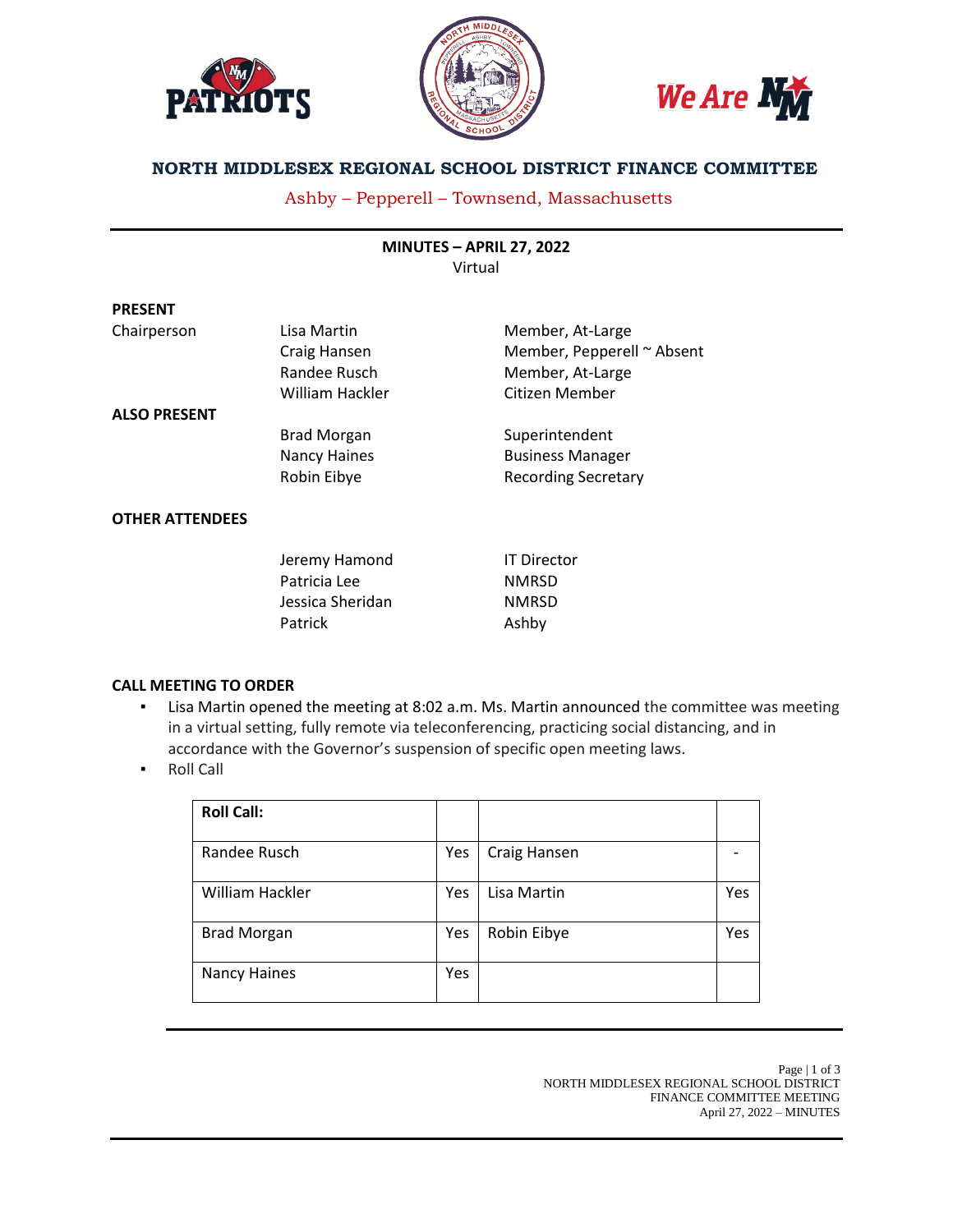# NORTH MIDDLESEX REGIONAL SCHOOL DISTRICT FINANCE COMMITTEE

Ashby – Pepperell – Townsend, Massachusetts

**MINUTES – APRIL 27, 2022**
Virtual

**PRESENT**

| | | |
|---|---|---|
| Chairperson | Lisa Martin | Member, At-Large |
| | Craig Hansen | Member, Pepperell ~ Absent |
| | Randee Rusch | Member, At-Large |
| | William Hackler | Citizen Member |

**ALSO PRESENT**

| | |
|---|---|
| Brad Morgan | Superintendent |
| Nancy Haines | Business Manager |
| Robin Eibye | Recording Secretary |

**OTHER ATTENDEES**

| | |
|---|---|
| Jeremy Hamond | IT Director |
| Patricia Lee | NMRSD |
| Jessica Sheridan | NMRSD |
| Patrick | Ashby |

**CALL MEETING TO ORDER**

- Lisa Martin opened the meeting at 8:02 a.m. Ms. Martin announced the committee was meeting in a virtual setting, fully remote via teleconferencing, practicing social distancing, and in accordance with the Governor's suspension of specific open meeting laws.
- Roll Call

| Roll Call: | | | |
|---|---|---|---|
| Randee Rusch | Yes | Craig Hansen | - |
| William Hackler | Yes | Lisa Martin | Yes |
| Brad Morgan | Yes | Robin Eibye | Yes |
| Nancy Haines | Yes | | |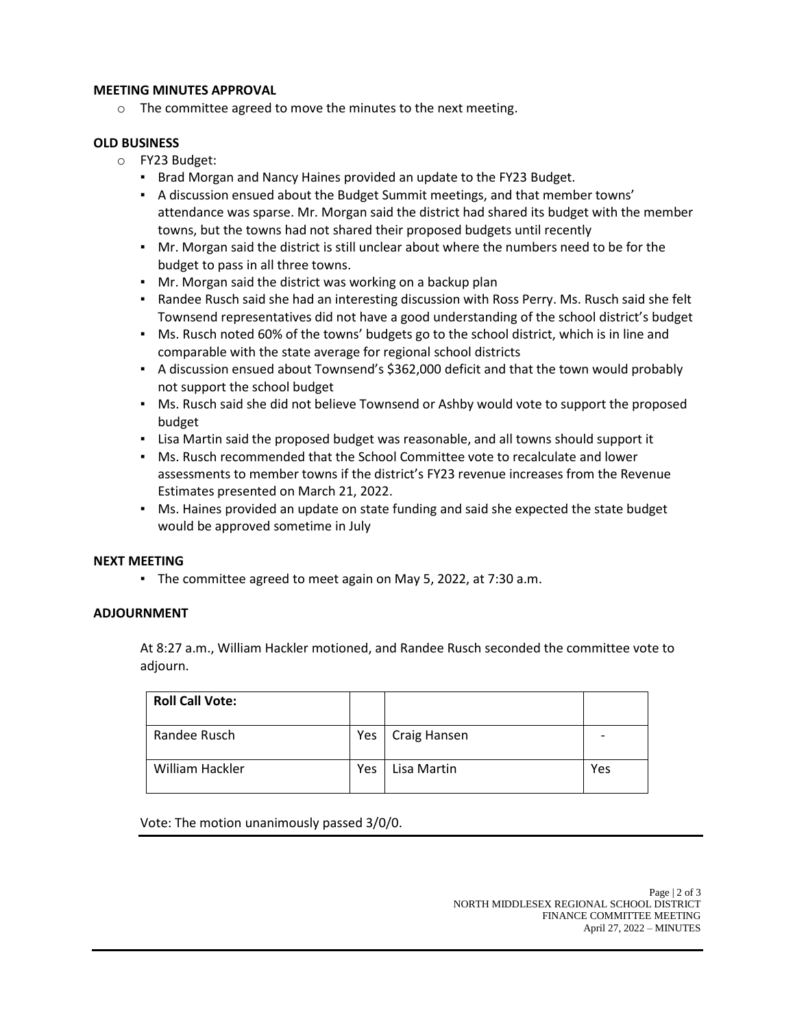**MEETING MINUTES APPROVAL**

- The committee agreed to move the minutes to the next meeting.

**OLD BUSINESS**

- FY23 Budget:
  - Brad Morgan and Nancy Haines provided an update to the FY23 Budget.
  - A discussion ensued about the Budget Summit meetings, and that member towns' attendance was sparse. Mr. Morgan said the district had shared its budget with the member towns, but the towns had not shared their proposed budgets until recently
  - Mr. Morgan said the district is still unclear about where the numbers need to be for the budget to pass in all three towns.
  - Mr. Morgan said the district was working on a backup plan
  - Randee Rusch said she had an interesting discussion with Ross Perry. Ms. Rusch said she felt Townsend representatives did not have a good understanding of the school district's budget
  - Ms. Rusch noted 60% of the towns' budgets go to the school district, which is in line and comparable with the state average for regional school districts
  - A discussion ensued about Townsend's $362,000 deficit and that the town would probably not support the school budget
  - Ms. Rusch said she did not believe Townsend or Ashby would vote to support the proposed budget
  - Lisa Martin said the proposed budget was reasonable, and all towns should support it
  - Ms. Rusch recommended that the School Committee vote to recalculate and lower assessments to member towns if the district's FY23 revenue increases from the Revenue Estimates presented on March 21, 2022.
  - Ms. Haines provided an update on state funding and said she expected the state budget would be approved sometime in July

**NEXT MEETING**

- The committee agreed to meet again on May 5, 2022, at 7:30 a.m.

**ADJOURNMENT**

At 8:27 a.m., William Hackler motioned, and Randee Rusch seconded the committee vote to adjourn.

| **Roll Call Vote:** | | | |
|---|---|---|---|
| Randee Rusch | Yes | Craig Hansen | - |
| William Hackler | Yes | Lisa Martin | Yes |

Vote: The motion unanimously passed 3/0/0.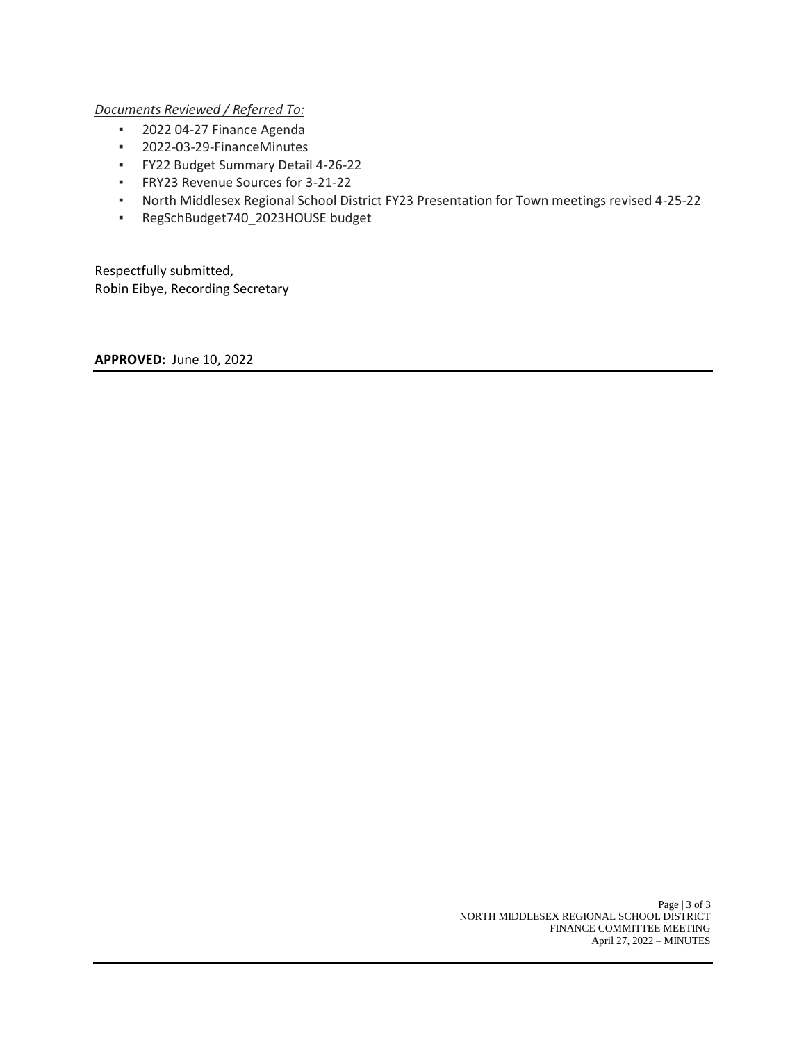*Documents Reviewed / Referred To:*

- 2022 04-27 Finance Agenda
- 2022-03-29-FinanceMinutes
- FY22 Budget Summary Detail 4-26-22
- FRY23 Revenue Sources for 3-21-22
- North Middlesex Regional School District FY23 Presentation for Town meetings revised 4-25-22
- RegSchBudget740_2023HOUSE budget

Respectfully submitted,
Robin Eibye, Recording Secretary

**APPROVED:** June 10, 2022